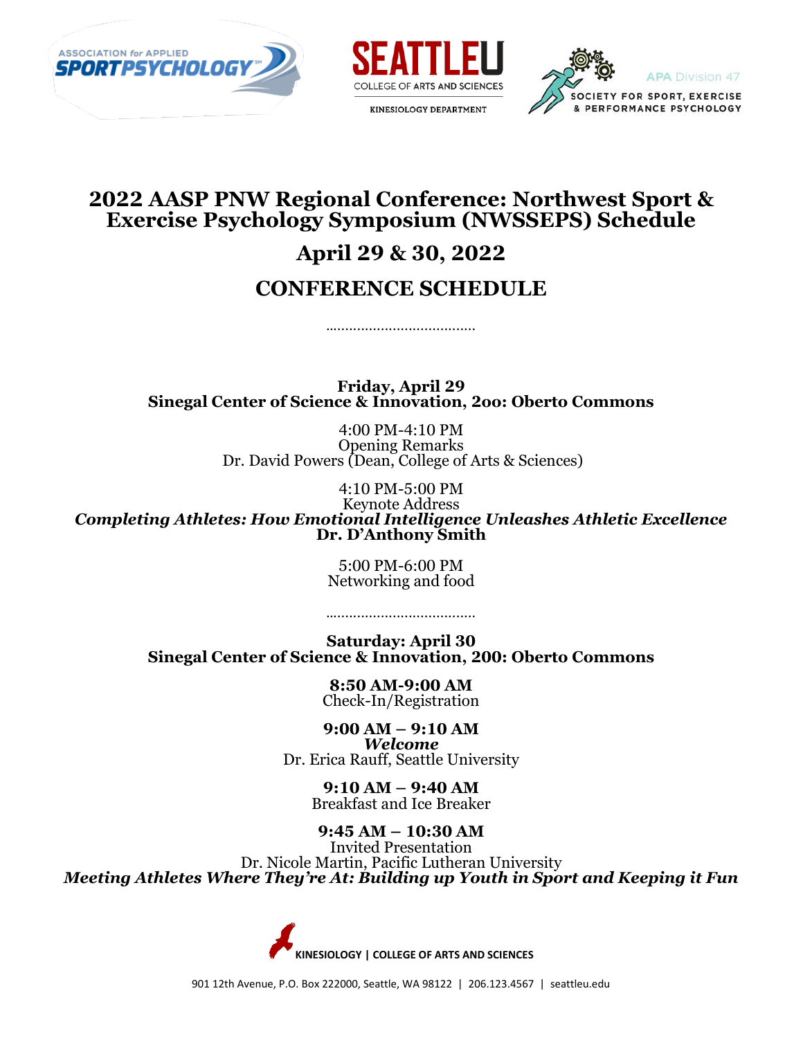ASSOCIATION for APPLIED SPORTPSYCHOLOGY

SEATTLEU COLLEGE OF ARTS AND SCIENCES
KINESIOLOGY DEPARTMENT

APA Division 47
SOCIETY FOR SPORT, EXERCISE & PERFORMANCE PSYCHOLOGY

# 2022 AASP PNW Regional Conference: Northwest Sport & Exercise Psychology Symposium (NWSSEPS) Schedule

## April 29 & 30, 2022

## CONFERENCE SCHEDULE

……………………………….

**Friday, April 29**
**Sinegal Center of Science & Innovation, 2oo: Oberto Commons**

4:00 PM-4:10 PM
Opening Remarks
Dr. David Powers (Dean, College of Arts & Sciences)

4:10 PM-5:00 PM
Keynote Address
***Completing Athletes: How Emotional Intelligence Unleashes Athletic Excellence***
**Dr. D'Anthony Smith**

5:00 PM-6:00 PM
Networking and food

……………………………….

**Saturday: April 30**
**Sinegal Center of Science & Innovation, 200: Oberto Commons**

**8:50 AM-9:00 AM**
Check-In/Registration

**9:00 AM – 9:10 AM**
***Welcome***
Dr. Erica Rauff, Seattle University

**9:10 AM – 9:40 AM**
Breakfast and Ice Breaker

**9:45 AM – 10:30 AM**
Invited Presentation
Dr. Nicole Martin, Pacific Lutheran University
***Meeting Athletes Where They're At: Building up Youth in Sport and Keeping it Fun***

KINESIOLOGY | COLLEGE OF ARTS AND SCIENCES

901 12th Avenue, P.O. Box 222000, Seattle, WA 98122 | 206.123.4567 | seattleu.edu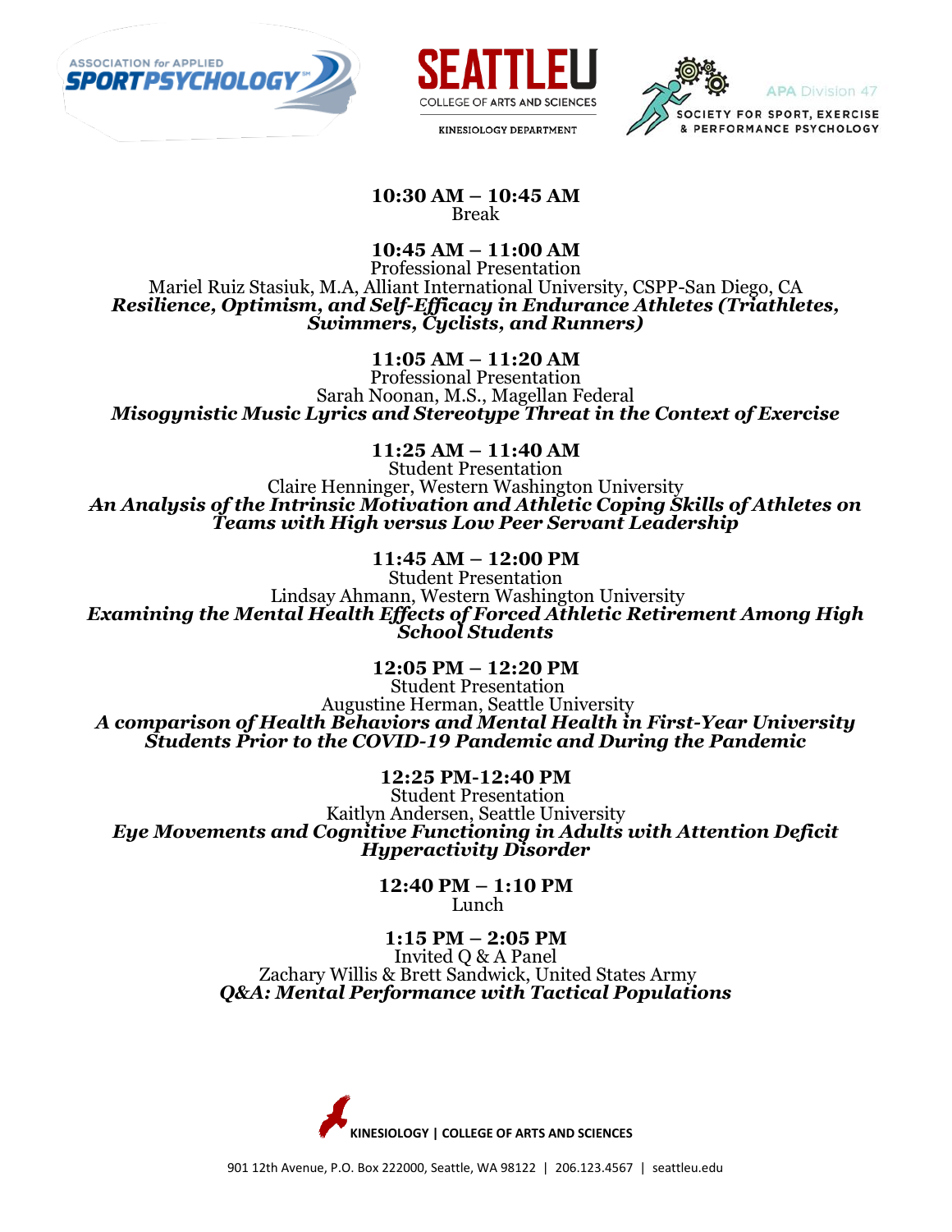**10:30 AM – 10:45 AM**
Break

**10:45 AM – 11:00 AM**
Professional Presentation
Mariel Ruiz Stasiuk, M.A, Alliant International University, CSPP-San Diego, CA
***Resilience, Optimism, and Self-Efficacy in Endurance Athletes (Triathletes, Swimmers, Cyclists, and Runners)***

**11:05 AM – 11:20 AM**
Professional Presentation
Sarah Noonan, M.S., Magellan Federal
***Misogynistic Music Lyrics and Stereotype Threat in the Context of Exercise***

**11:25 AM – 11:40 AM**
Student Presentation
Claire Henninger, Western Washington University
***An Analysis of the Intrinsic Motivation and Athletic Coping Skills of Athletes on Teams with High versus Low Peer Servant Leadership***

**11:45 AM – 12:00 PM**
Student Presentation
Lindsay Ahmann, Western Washington University
***Examining the Mental Health Effects of Forced Athletic Retirement Among High School Students***

**12:05 PM – 12:20 PM**
Student Presentation
Augustine Herman, Seattle University
***A comparison of Health Behaviors and Mental Health in First-Year University Students Prior to the COVID-19 Pandemic and During the Pandemic***

**12:25 PM-12:40 PM**
Student Presentation
Kaitlyn Andersen, Seattle University
***Eye Movements and Cognitive Functioning in Adults with Attention Deficit Hyperactivity Disorder***

**12:40 PM – 1:10 PM**
Lunch

**1:15 PM – 2:05 PM**
Invited Q & A Panel
Zachary Willis & Brett Sandwick, United States Army
***Q&A: Mental Performance with Tactical Populations***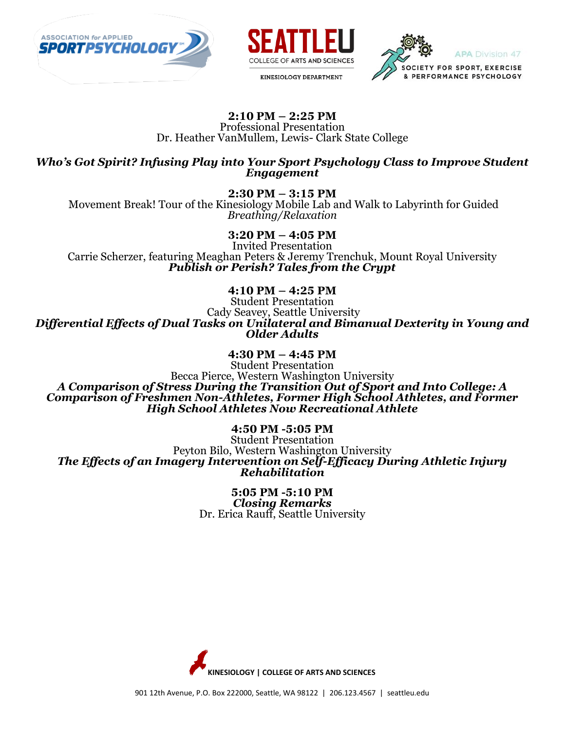**2:10 PM – 2:25 PM**
Professional Presentation
Dr. Heather VanMullem, Lewis- Clark State College

***Who's Got Spirit? Infusing Play into Your Sport Psychology Class to Improve Student Engagement***

**2:30 PM – 3:15 PM**
Movement Break! Tour of the Kinesiology Mobile Lab and Walk to Labyrinth for Guided *Breathing/Relaxation*

**3:20 PM – 4:05 PM**
Invited Presentation
Carrie Scherzer, featuring Meaghan Peters & Jeremy Trenchuk, Mount Royal University
***Publish or Perish? Tales from the Crypt***

**4:10 PM – 4:25 PM**
Student Presentation
Cady Seavey, Seattle University
***Differential Effects of Dual Tasks on Unilateral and Bimanual Dexterity in Young and Older Adults***

**4:30 PM – 4:45 PM**
Student Presentation
Becca Pierce, Western Washington University
***A Comparison of Stress During the Transition Out of Sport and Into College: A Comparison of Freshmen Non-Athletes, Former High School Athletes, and Former High School Athletes Now Recreational Athlete***

**4:50 PM -5:05 PM**
Student Presentation
Peyton Bilo, Western Washington University
***The Effects of an Imagery Intervention on Self-Efficacy During Athletic Injury Rehabilitation***

**5:05 PM -5:10 PM**
***Closing Remarks***
Dr. Erica Rauff, Seattle University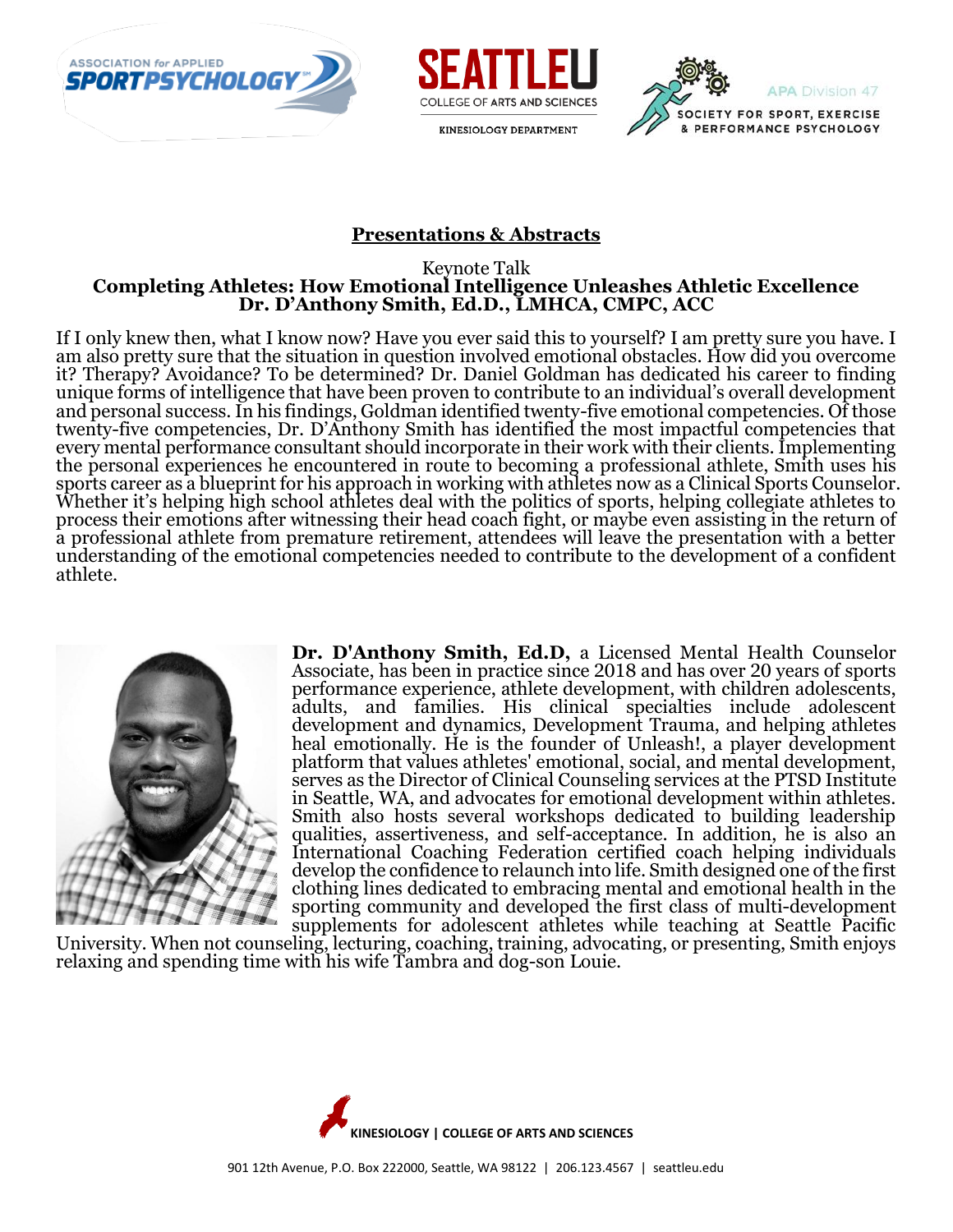## Presentations & Abstracts

Keynote Talk

**Completing Athletes: How Emotional Intelligence Unleashes Athletic Excellence**
**Dr. D'Anthony Smith, Ed.D., LMHCA, CMPC, ACC**

If I only knew then, what I know now? Have you ever said this to yourself? I am pretty sure you have. I am also pretty sure that the situation in question involved emotional obstacles. How did you overcome it? Therapy? Avoidance? To be determined? Dr. Daniel Goldman has dedicated his career to finding unique forms of intelligence that have been proven to contribute to an individual's overall development and personal success. In his findings, Goldman identified twenty-five emotional competencies. Of those twenty-five competencies, Dr. D'Anthony Smith has identified the most impactful competencies that every mental performance consultant should incorporate in their work with their clients. Implementing the personal experiences he encountered in route to becoming a professional athlete, Smith uses his sports career as a blueprint for his approach in working with athletes now as a Clinical Sports Counselor. Whether it's helping high school athletes deal with the politics of sports, helping collegiate athletes to process their emotions after witnessing their head coach fight, or maybe even assisting in the return of a professional athlete from premature retirement, attendees will leave the presentation with a better understanding of the emotional competencies needed to contribute to the development of a confident athlete.

**Dr. D'Anthony Smith, Ed.D,** a Licensed Mental Health Counselor Associate, has been in practice since 2018 and has over 20 years of sports performance experience, athlete development, with children adolescents, adults, and families. His clinical specialties include adolescent development and dynamics, Development Trauma, and helping athletes heal emotionally. He is the founder of Unleash!, a player development platform that values athletes' emotional, social, and mental development, serves as the Director of Clinical Counseling services at the PTSD Institute in Seattle, WA, and advocates for emotional development within athletes. Smith also hosts several workshops dedicated to building leadership qualities, assertiveness, and self-acceptance. In addition, he is also an International Coaching Federation certified coach helping individuals develop the confidence to relaunch into life. Smith designed one of the first clothing lines dedicated to embracing mental and emotional health in the sporting community and developed the first class of multi-development supplements for adolescent athletes while teaching at Seattle Pacific University. When not counseling, lecturing, coaching, training, advocating, or presenting, Smith enjoys relaxing and spending time with his wife Tambra and dog-son Louie.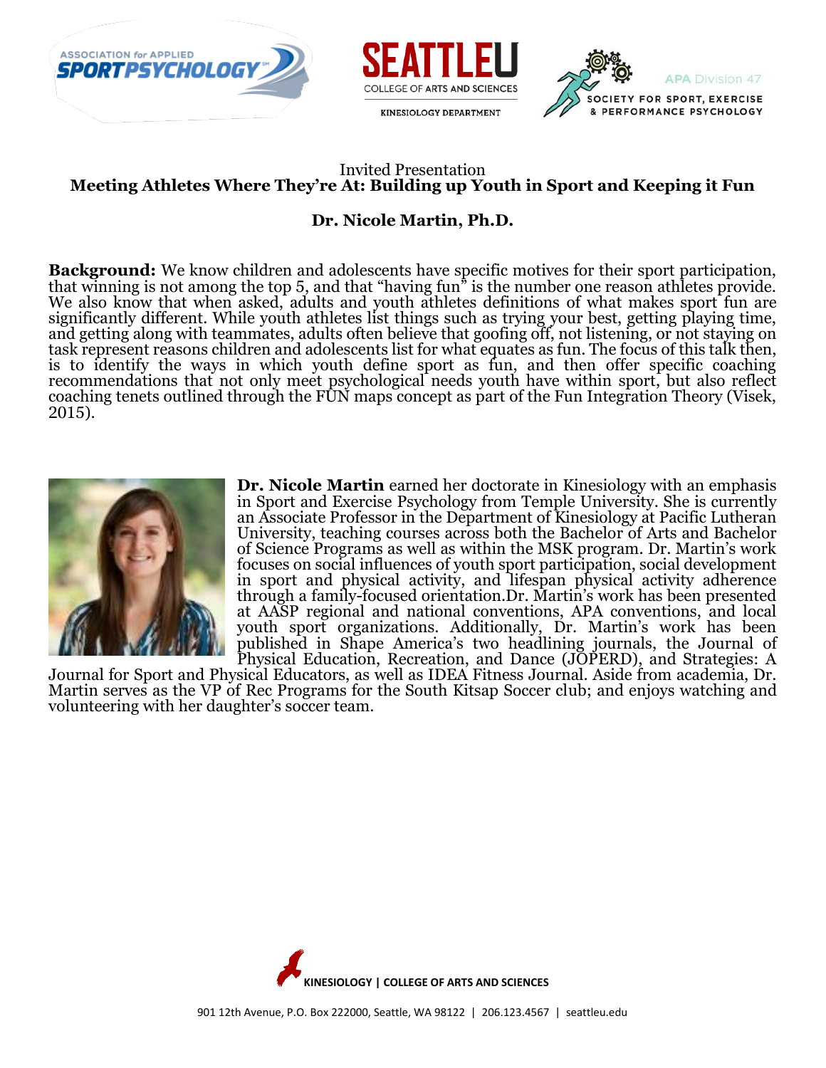Invited Presentation

## Meeting Athletes Where They're At: Building up Youth in Sport and Keeping it Fun

### Dr. Nicole Martin, Ph.D.

**Background:** We know children and adolescents have specific motives for their sport participation, that winning is not among the top 5, and that "having fun" is the number one reason athletes provide. We also know that when asked, adults and youth athletes definitions of what makes sport fun are significantly different. While youth athletes list things such as trying your best, getting playing time, and getting along with teammates, adults often believe that goofing off, not listening, or not staying on task represent reasons children and adolescents list for what equates as fun. The focus of this talk then, is to identify the ways in which youth define sport as fun, and then offer specific coaching recommendations that not only meet psychological needs youth have within sport, but also reflect coaching tenets outlined through the FUN maps concept as part of the Fun Integration Theory (Visek, 2015).

**Dr. Nicole Martin** earned her doctorate in Kinesiology with an emphasis in Sport and Exercise Psychology from Temple University. She is currently an Associate Professor in the Department of Kinesiology at Pacific Lutheran University, teaching courses across both the Bachelor of Arts and Bachelor of Science Programs as well as within the MSK program. Dr. Martin's work focuses on social influences of youth sport participation, social development in sport and physical activity, and lifespan physical activity adherence through a family-focused orientation.Dr. Martin's work has been presented at AASP regional and national conventions, APA conventions, and local youth sport organizations. Additionally, Dr. Martin's work has been published in Shape America's two headlining journals, the Journal of Physical Education, Recreation, and Dance (JOPERD), and Strategies: A Journal for Sport and Physical Educators, as well as IDEA Fitness Journal. Aside from academia, Dr. Martin serves as the VP of Rec Programs for the South Kitsap Soccer club; and enjoys watching and volunteering with her daughter's soccer team.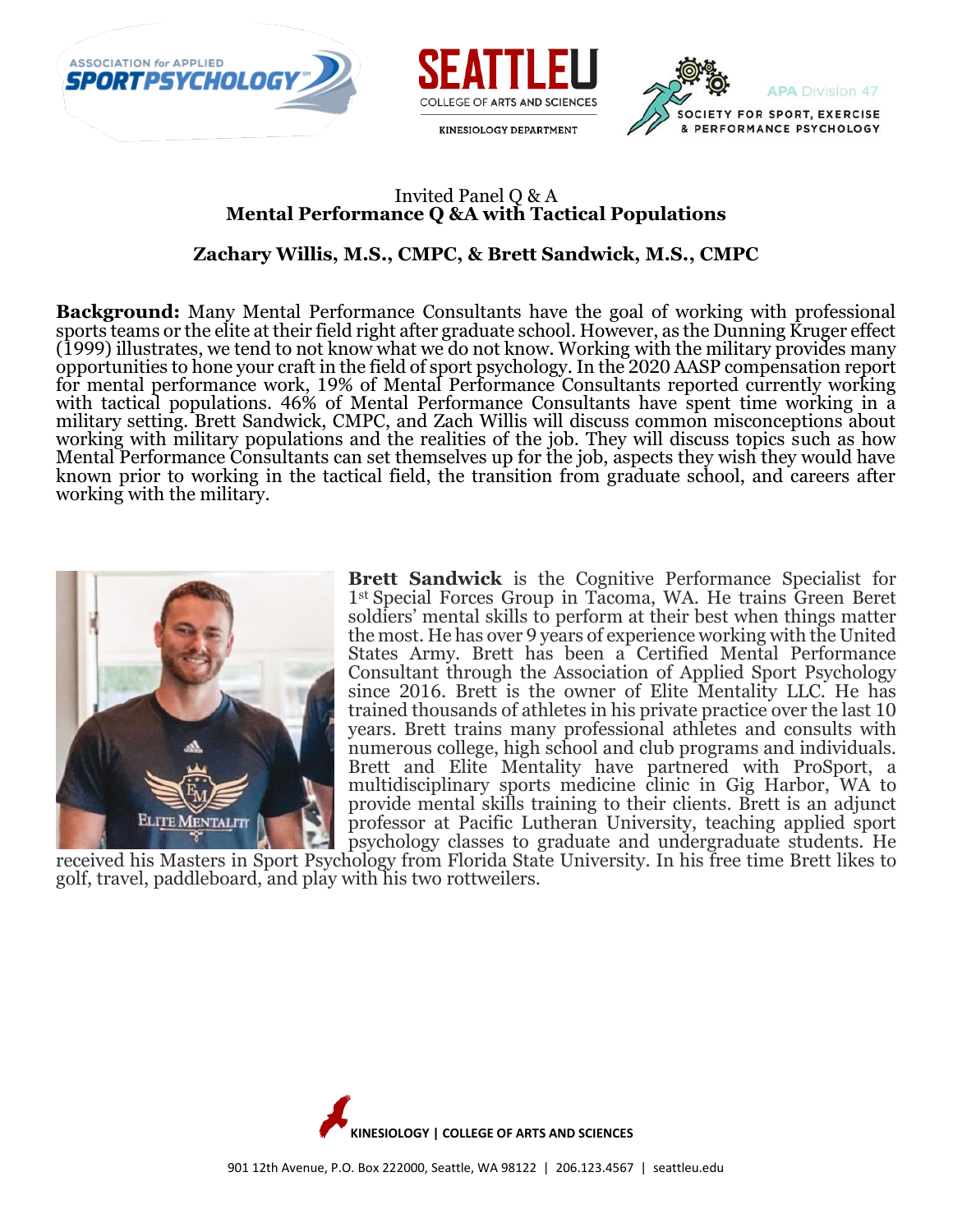Invited Panel Q & A

**Mental Performance Q &A with Tactical Populations**

**Zachary Willis, M.S., CMPC, & Brett Sandwick, M.S., CMPC**

**Background:** Many Mental Performance Consultants have the goal of working with professional sports teams or the elite at their field right after graduate school. However, as the Dunning Kruger effect (1999) illustrates, we tend to not know what we do not know. Working with the military provides many opportunities to hone your craft in the field of sport psychology. In the 2020 AASP compensation report for mental performance work, 19% of Mental Performance Consultants reported currently working with tactical populations. 46% of Mental Performance Consultants have spent time working in a military setting. Brett Sandwick, CMPC, and Zach Willis will discuss common misconceptions about working with military populations and the realities of the job. They will discuss topics such as how Mental Performance Consultants can set themselves up for the job, aspects they wish they would have known prior to working in the tactical field, the transition from graduate school, and careers after working with the military.

**Brett Sandwick** is the Cognitive Performance Specialist for 1st Special Forces Group in Tacoma, WA. He trains Green Beret soldiers' mental skills to perform at their best when things matter the most. He has over 9 years of experience working with the United States Army. Brett has been a Certified Mental Performance Consultant through the Association of Applied Sport Psychology since 2016. Brett is the owner of Elite Mentality LLC. He has trained thousands of athletes in his private practice over the last 10 years. Brett trains many professional athletes and consults with numerous college, high school and club programs and individuals. Brett and Elite Mentality have partnered with ProSport, a multidisciplinary sports medicine clinic in Gig Harbor, WA to provide mental skills training to their clients. Brett is an adjunct professor at Pacific Lutheran University, teaching applied sport psychology classes to graduate and undergraduate students. He received his Masters in Sport Psychology from Florida State University. In his free time Brett likes to golf, travel, paddleboard, and play with his two rottweilers.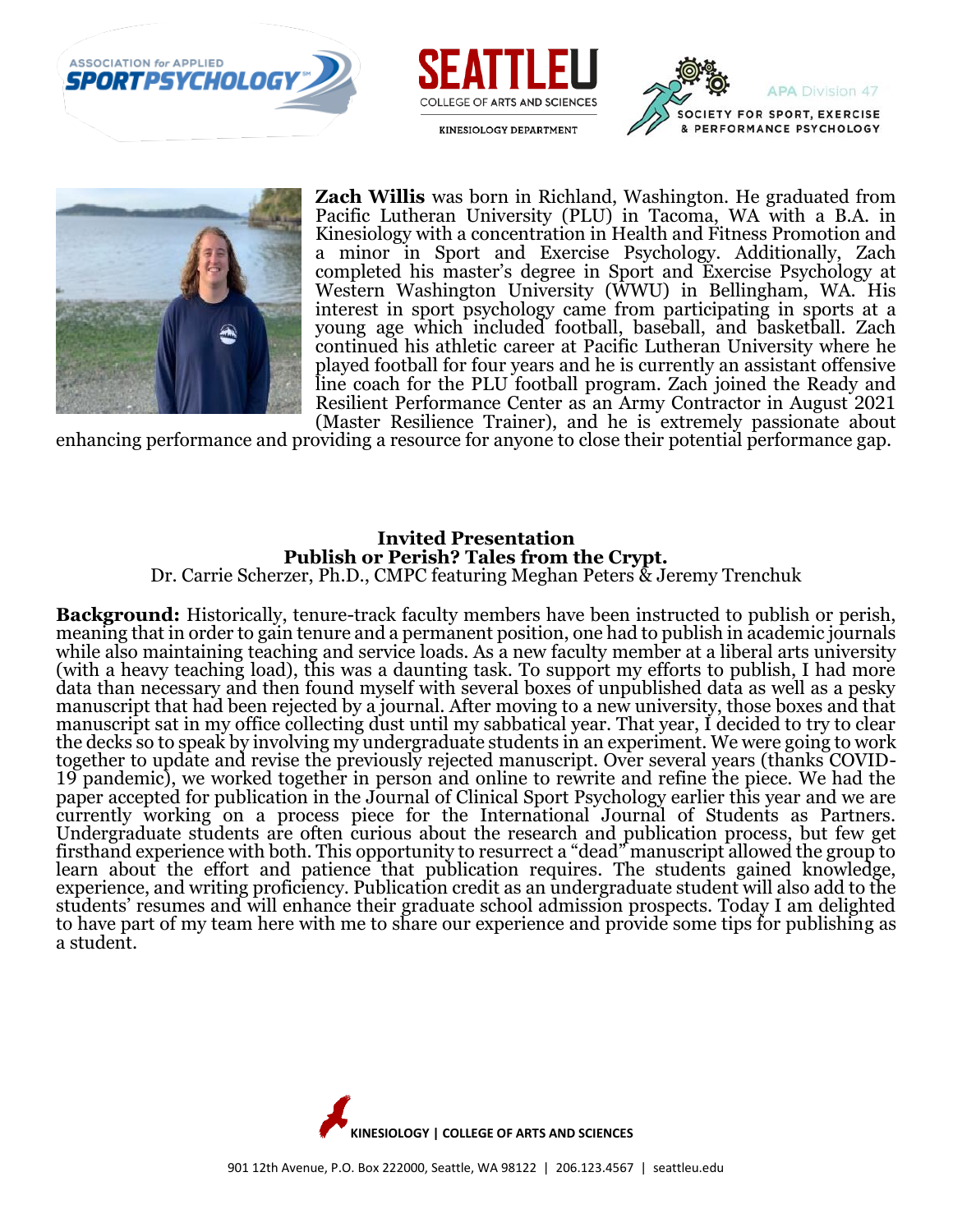**Zach Willis** was born in Richland, Washington. He graduated from Pacific Lutheran University (PLU) in Tacoma, WA with a B.A. in Kinesiology with a concentration in Health and Fitness Promotion and a minor in Sport and Exercise Psychology. Additionally, Zach completed his master's degree in Sport and Exercise Psychology at Western Washington University (WWU) in Bellingham, WA. His interest in sport psychology came from participating in sports at a young age which included football, baseball, and basketball. Zach continued his athletic career at Pacific Lutheran University where he played football for four years and he is currently an assistant offensive line coach for the PLU football program. Zach joined the Ready and Resilient Performance Center as an Army Contractor in August 2021 (Master Resilience Trainer), and he is extremely passionate about enhancing performance and providing a resource for anyone to close their potential performance gap.

**Invited Presentation**
**Publish or Perish? Tales from the Crypt.**
Dr. Carrie Scherzer, Ph.D., CMPC featuring Meghan Peters & Jeremy Trenchuk

**Background:** Historically, tenure-track faculty members have been instructed to publish or perish, meaning that in order to gain tenure and a permanent position, one had to publish in academic journals while also maintaining teaching and service loads. As a new faculty member at a liberal arts university (with a heavy teaching load), this was a daunting task. To support my efforts to publish, I had more data than necessary and then found myself with several boxes of unpublished data as well as a pesky manuscript that had been rejected by a journal. After moving to a new university, those boxes and that manuscript sat in my office collecting dust until my sabbatical year. That year, I decided to try to clear the decks so to speak by involving my undergraduate students in an experiment. We were going to work together to update and revise the previously rejected manuscript. Over several years (thanks COVID-19 pandemic), we worked together in person and online to rewrite and refine the piece. We had the paper accepted for publication in the Journal of Clinical Sport Psychology earlier this year and we are currently working on a process piece for the International Journal of Students as Partners. Undergraduate students are often curious about the research and publication process, but few get firsthand experience with both. This opportunity to resurrect a "dead" manuscript allowed the group to learn about the effort and patience that publication requires. The students gained knowledge, experience, and writing proficiency. Publication credit as an undergraduate student will also add to the students' resumes and will enhance their graduate school admission prospects. Today I am delighted to have part of my team here with me to share our experience and provide some tips for publishing as a student.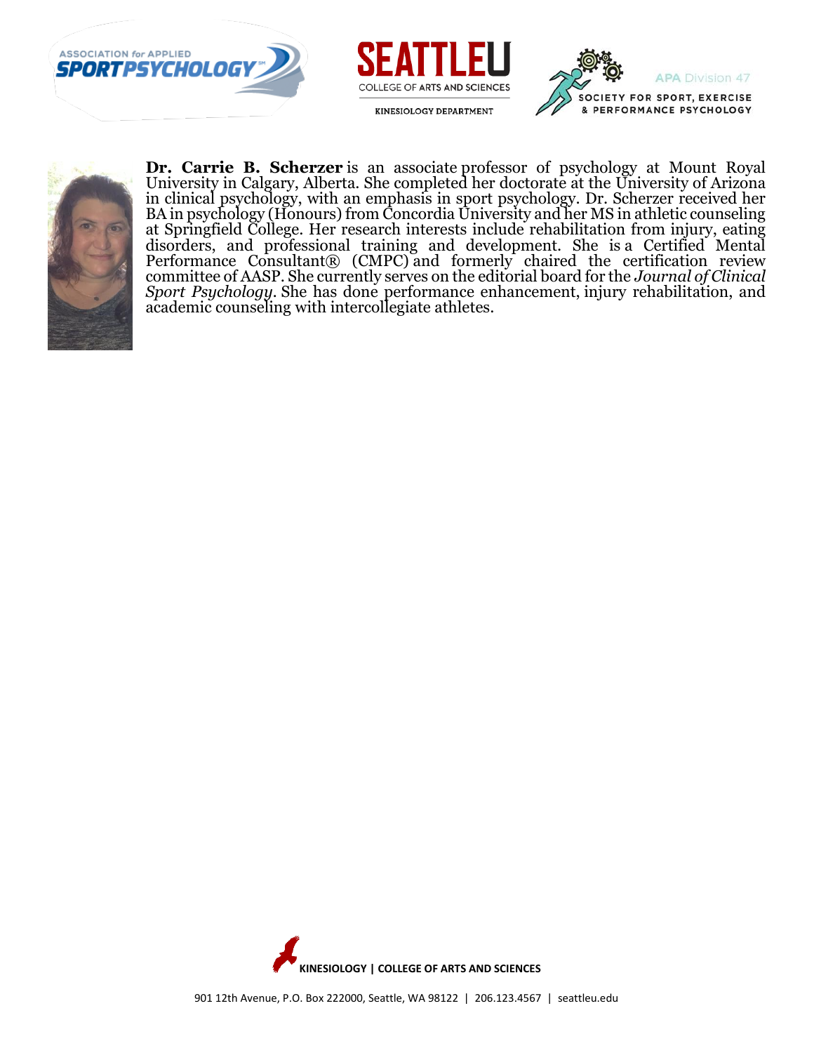**Dr. Carrie B. Scherzer** is an associate professor of psychology at Mount Royal University in Calgary, Alberta. She completed her doctorate at the University of Arizona in clinical psychology, with an emphasis in sport psychology. Dr. Scherzer received her BA in psychology (Honours) from Concordia University and her MS in athletic counseling at Springfield College. Her research interests include rehabilitation from injury, eating disorders, and professional training and development. She is a Certified Mental Performance Consultant® (CMPC) and formerly chaired the certification review committee of AASP. She currently serves on the editorial board for the *Journal of Clinical Sport Psychology*. She has done performance enhancement, injury rehabilitation, and academic counseling with intercollegiate athletes.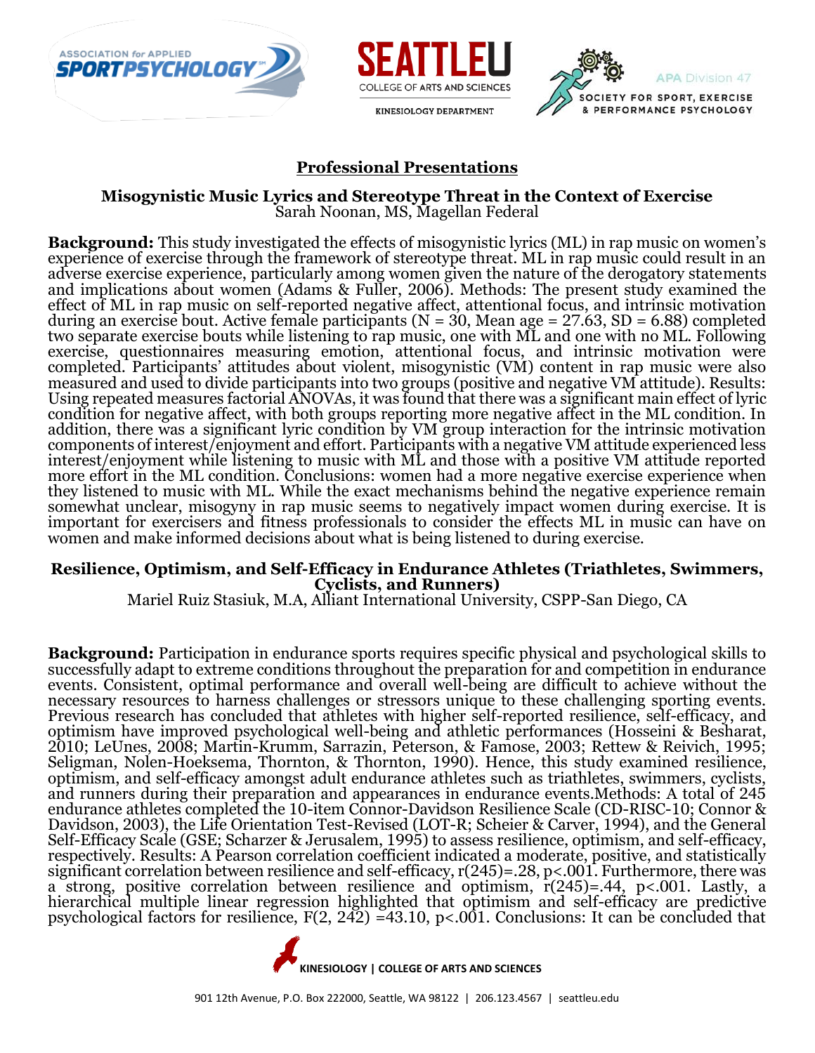## Professional Presentations

### Misogynistic Music Lyrics and Stereotype Threat in the Context of Exercise

Sarah Noonan, MS, Magellan Federal

**Background:** This study investigated the effects of misogynistic lyrics (ML) in rap music on women's experience of exercise through the framework of stereotype threat. ML in rap music could result in an adverse exercise experience, particularly among women given the nature of the derogatory statements and implications about women (Adams & Fuller, 2006). Methods: The present study examined the effect of ML in rap music on self-reported negative affect, attentional focus, and intrinsic motivation during an exercise bout. Active female participants (N = 30, Mean age = 27.63, SD = 6.88) completed two separate exercise bouts while listening to rap music, one with ML and one with no ML. Following exercise, questionnaires measuring emotion, attentional focus, and intrinsic motivation were completed. Participants' attitudes about violent, misogynistic (VM) content in rap music were also measured and used to divide participants into two groups (positive and negative VM attitude). Results: Using repeated measures factorial ANOVAs, it was found that there was a significant main effect of lyric condition for negative affect, with both groups reporting more negative affect in the ML condition. In addition, there was a significant lyric condition by VM group interaction for the intrinsic motivation components of interest/enjoyment and effort. Participants with a negative VM attitude experienced less interest/enjoyment while listening to music with ML and those with a positive VM attitude reported more effort in the ML condition. Conclusions: women had a more negative exercise experience when they listened to music with ML. While the exact mechanisms behind the negative experience remain somewhat unclear, misogyny in rap music seems to negatively impact women during exercise. It is important for exercisers and fitness professionals to consider the effects ML in music can have on women and make informed decisions about what is being listened to during exercise.

### Resilience, Optimism, and Self-Efficacy in Endurance Athletes (Triathletes, Swimmers, Cyclists, and Runners)

Mariel Ruiz Stasiuk, M.A, Alliant International University, CSPP-San Diego, CA

**Background:** Participation in endurance sports requires specific physical and psychological skills to successfully adapt to extreme conditions throughout the preparation for and competition in endurance events. Consistent, optimal performance and overall well-being are difficult to achieve without the necessary resources to harness challenges or stressors unique to these challenging sporting events. Previous research has concluded that athletes with higher self-reported resilience, self-efficacy, and optimism have improved psychological well-being and athletic performances (Hosseini & Besharat, 2010; LeUnes, 2008; Martin-Krumm, Sarrazin, Peterson, & Famose, 2003; Rettew & Reivich, 1995; Seligman, Nolen-Hoeksema, Thornton, & Thornton, 1990). Hence, this study examined resilience, optimism, and self-efficacy amongst adult endurance athletes such as triathletes, swimmers, cyclists, and runners during their preparation and appearances in endurance events.Methods: A total of 245 endurance athletes completed the 10-item Connor-Davidson Resilience Scale (CD-RISC-10; Connor & Davidson, 2003), the Life Orientation Test-Revised (LOT-R; Scheier & Carver, 1994), and the General Self-Efficacy Scale (GSE; Scharzer & Jerusalem, 1995) to assess resilience, optimism, and self-efficacy, respectively. Results: A Pearson correlation coefficient indicated a moderate, positive, and statistically significant correlation between resilience and self-efficacy, $r(245)=.28$, $p<.001$. Furthermore, there was a strong, positive correlation between resilience and optimism, $r(245)=.44$, $p<.001$. Lastly, a hierarchical multiple linear regression highlighted that optimism and self-efficacy are predictive psychological factors for resilience, $F(2, 242) = 43.10$, $p<.001$. Conclusions: It can be concluded that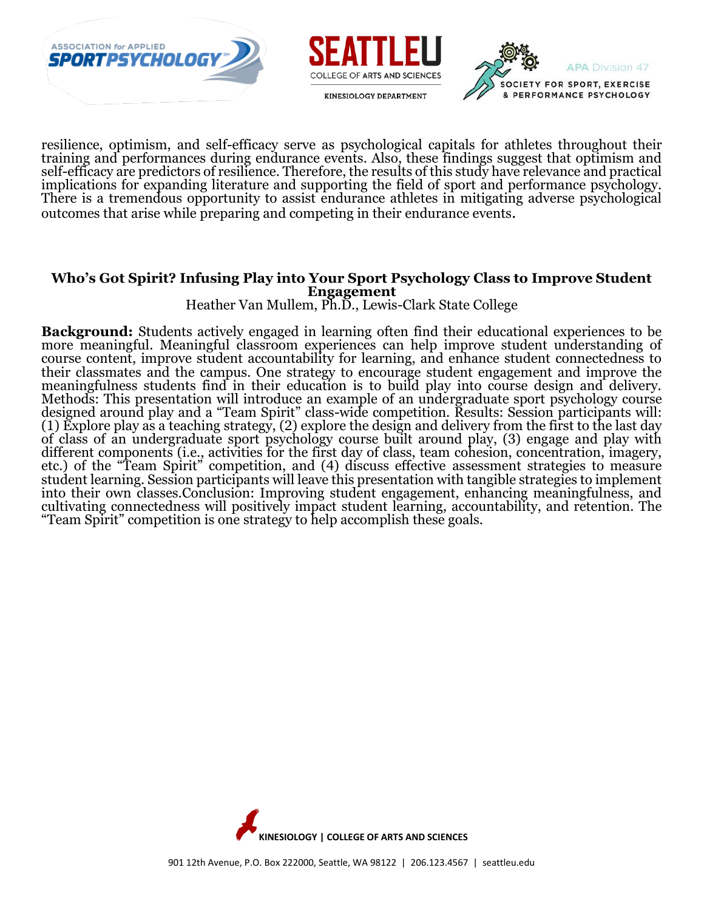resilience, optimism, and self-efficacy serve as psychological capitals for athletes throughout their training and performances during endurance events. Also, these findings suggest that optimism and self-efficacy are predictors of resilience. Therefore, the results of this study have relevance and practical implications for expanding literature and supporting the field of sport and performance psychology. There is a tremendous opportunity to assist endurance athletes in mitigating adverse psychological outcomes that arise while preparing and competing in their endurance events.

### Who's Got Spirit? Infusing Play into Your Sport Psychology Class to Improve Student Engagement

Heather Van Mullem, Ph.D., Lewis-Clark State College

**Background:** Students actively engaged in learning often find their educational experiences to be more meaningful. Meaningful classroom experiences can help improve student understanding of course content, improve student accountability for learning, and enhance student connectedness to their classmates and the campus. One strategy to encourage student engagement and improve the meaningfulness students find in their education is to build play into course design and delivery. Methods: This presentation will introduce an example of an undergraduate sport psychology course designed around play and a "Team Spirit" class-wide competition. Results: Session participants will: (1) Explore play as a teaching strategy, (2) explore the design and delivery from the first to the last day of class of an undergraduate sport psychology course built around play, (3) engage and play with different components (i.e., activities for the first day of class, team cohesion, concentration, imagery, etc.) of the "Team Spirit" competition, and (4) discuss effective assessment strategies to measure student learning. Session participants will leave this presentation with tangible strategies to implement into their own classes.Conclusion: Improving student engagement, enhancing meaningfulness, and cultivating connectedness will positively impact student learning, accountability, and retention. The "Team Spirit" competition is one strategy to help accomplish these goals.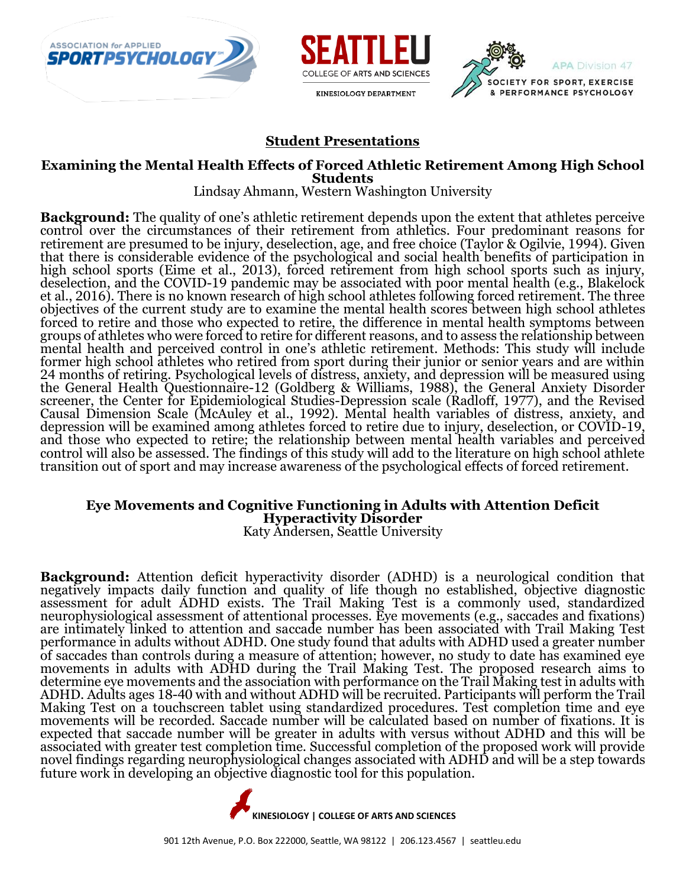## Student Presentations

### Examining the Mental Health Effects of Forced Athletic Retirement Among High School Students

Lindsay Ahmann, Western Washington University

**Background:** The quality of one's athletic retirement depends upon the extent that athletes perceive control over the circumstances of their retirement from athletics. Four predominant reasons for retirement are presumed to be injury, deselection, age, and free choice (Taylor & Ogilvie, 1994). Given that there is considerable evidence of the psychological and social health benefits of participation in high school sports (Eime et al., 2013), forced retirement from high school sports such as injury, deselection, and the COVID-19 pandemic may be associated with poor mental health (e.g., Blakelock et al., 2016). There is no known research of high school athletes following forced retirement. The three objectives of the current study are to examine the mental health scores between high school athletes forced to retire and those who expected to retire, the difference in mental health symptoms between groups of athletes who were forced to retire for different reasons, and to assess the relationship between mental health and perceived control in one's athletic retirement. Methods: This study will include former high school athletes who retired from sport during their junior or senior years and are within 24 months of retiring. Psychological levels of distress, anxiety, and depression will be measured using the General Health Questionnaire-12 (Goldberg & Williams, 1988), the General Anxiety Disorder screener, the Center for Epidemiological Studies-Depression scale (Radloff, 1977), and the Revised Causal Dimension Scale (McAuley et al., 1992). Mental health variables of distress, anxiety, and depression will be examined among athletes forced to retire due to injury, deselection, or COVID-19, and those who expected to retire; the relationship between mental health variables and perceived control will also be assessed. The findings of this study will add to the literature on high school athlete transition out of sport and may increase awareness of the psychological effects of forced retirement.

### Eye Movements and Cognitive Functioning in Adults with Attention Deficit Hyperactivity Disorder

Katy Andersen, Seattle University

**Background:** Attention deficit hyperactivity disorder (ADHD) is a neurological condition that negatively impacts daily function and quality of life though no established, objective diagnostic assessment for adult ADHD exists. The Trail Making Test is a commonly used, standardized neurophysiological assessment of attentional processes. Eye movements (e.g., saccades and fixations) are intimately linked to attention and saccade number has been associated with Trail Making Test performance in adults without ADHD. One study found that adults with ADHD used a greater number of saccades than controls during a measure of attention; however, no study to date has examined eye movements in adults with ADHD during the Trail Making Test. The proposed research aims to determine eye movements and the association with performance on the Trail Making test in adults with ADHD. Adults ages 18-40 with and without ADHD will be recruited. Participants will perform the Trail Making Test on a touchscreen tablet using standardized procedures. Test completion time and eye movements will be recorded. Saccade number will be calculated based on number of fixations. It is expected that saccade number will be greater in adults with versus without ADHD and this will be associated with greater test completion time. Successful completion of the proposed work will provide novel findings regarding neurophysiological changes associated with ADHD and will be a step towards future work in developing an objective diagnostic tool for this population.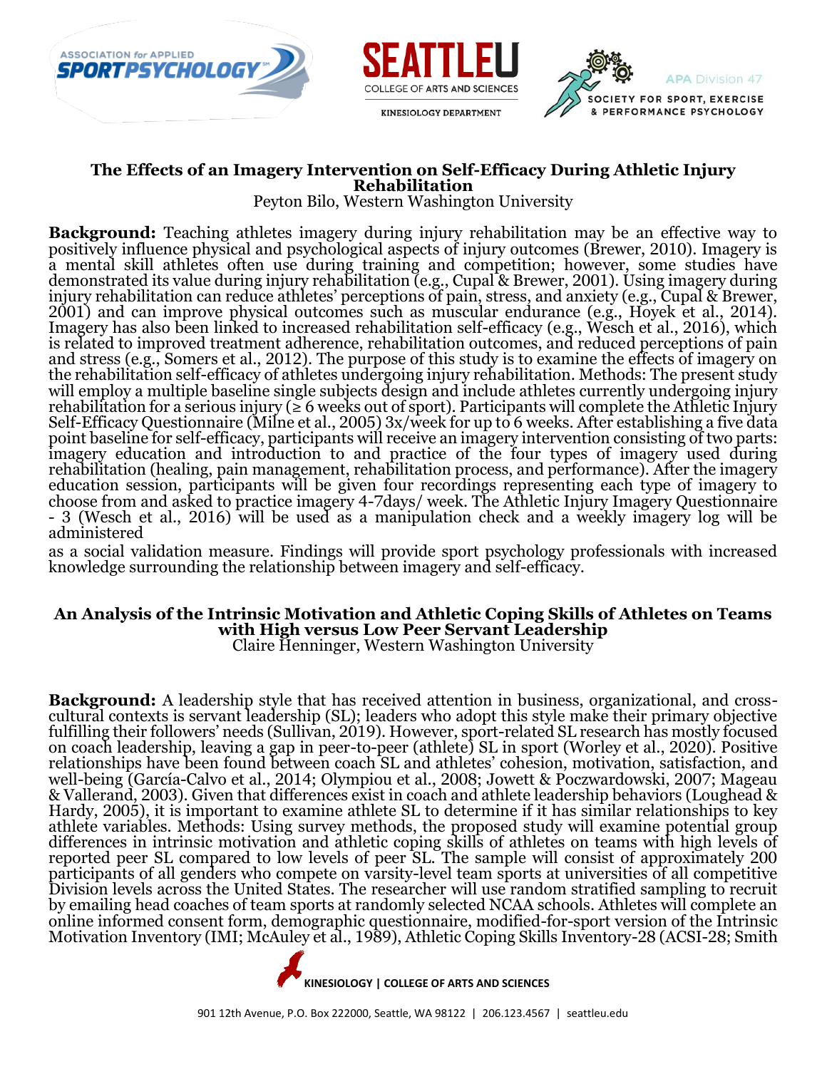## The Effects of an Imagery Intervention on Self-Efficacy During Athletic Injury Rehabilitation

Peyton Bilo, Western Washington University

**Background:** Teaching athletes imagery during injury rehabilitation may be an effective way to positively influence physical and psychological aspects of injury outcomes (Brewer, 2010). Imagery is a mental skill athletes often use during training and competition; however, some studies have demonstrated its value during injury rehabilitation (e.g., Cupal & Brewer, 2001). Using imagery during injury rehabilitation can reduce athletes' perceptions of pain, stress, and anxiety (e.g., Cupal & Brewer, 2001) and can improve physical outcomes such as muscular endurance (e.g., Hoyek et al., 2014). Imagery has also been linked to increased rehabilitation self-efficacy (e.g., Wesch et al., 2016), which is related to improved treatment adherence, rehabilitation outcomes, and reduced perceptions of pain and stress (e.g., Somers et al., 2012). The purpose of this study is to examine the effects of imagery on the rehabilitation self-efficacy of athletes undergoing injury rehabilitation. Methods: The present study will employ a multiple baseline single subjects design and include athletes currently undergoing injury rehabilitation for a serious injury (≥ 6 weeks out of sport). Participants will complete the Athletic Injury Self-Efficacy Questionnaire (Milne et al., 2005) 3x/week for up to 6 weeks. After establishing a five data point baseline for self-efficacy, participants will receive an imagery intervention consisting of two parts: imagery education and introduction to and practice of the four types of imagery used during rehabilitation (healing, pain management, rehabilitation process, and performance). After the imagery education session, participants will be given four recordings representing each type of imagery to choose from and asked to practice imagery 4-7days/ week. The Athletic Injury Imagery Questionnaire - 3 (Wesch et al., 2016) will be used as a manipulation check and a weekly imagery log will be administered as a social validation measure. Findings will provide sport psychology professionals with increased knowledge surrounding the relationship between imagery and self-efficacy.

## An Analysis of the Intrinsic Motivation and Athletic Coping Skills of Athletes on Teams with High versus Low Peer Servant Leadership

Claire Henninger, Western Washington University

**Background:** A leadership style that has received attention in business, organizational, and cross-cultural contexts is servant leadership (SL); leaders who adopt this style make their primary objective fulfilling their followers' needs (Sullivan, 2019). However, sport-related SL research has mostly focused on coach leadership, leaving a gap in peer-to-peer (athlete) SL in sport (Worley et al., 2020). Positive relationships have been found between coach SL and athletes' cohesion, motivation, satisfaction, and well-being (García-Calvo et al., 2014; Olympiou et al., 2008; Jowett & Poczwardowski, 2007; Mageau & Vallerand, 2003). Given that differences exist in coach and athlete leadership behaviors (Loughead & Hardy, 2005), it is important to examine athlete SL to determine if it has similar relationships to key athlete variables. Methods: Using survey methods, the proposed study will examine potential group differences in intrinsic motivation and athletic coping skills of athletes on teams with high levels of reported peer SL compared to low levels of peer SL. The sample will consist of approximately 200 participants of all genders who compete on varsity-level team sports at universities of all competitive Division levels across the United States. The researcher will use random stratified sampling to recruit by emailing head coaches of team sports at randomly selected NCAA schools. Athletes will complete an online informed consent form, demographic questionnaire, modified-for-sport version of the Intrinsic Motivation Inventory (IMI; McAuley et al., 1989), Athletic Coping Skills Inventory-28 (ACSI-28; Smith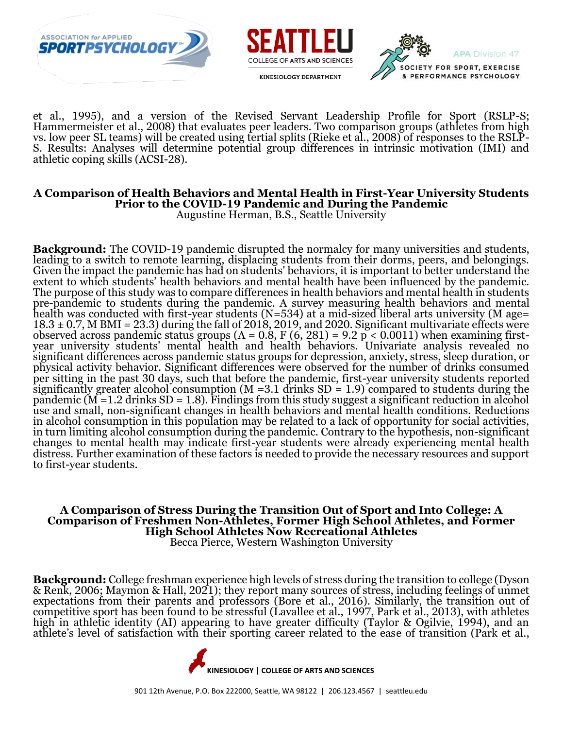et al., 1995), and a version of the Revised Servant Leadership Profile for Sport (RSLP-S; Hammermeister et al., 2008) that evaluates peer leaders. Two comparison groups (athletes from high vs. low peer SL teams) will be created using tertial splits (Rieke et al., 2008) of responses to the RSLP-S. Results: Analyses will determine potential group differences in intrinsic motivation (IMI) and athletic coping skills (ACSI-28).

### A Comparison of Health Behaviors and Mental Health in First-Year University Students Prior to the COVID-19 Pandemic and During the Pandemic

Augustine Herman, B.S., Seattle University

**Background:** The COVID-19 pandemic disrupted the normalcy for many universities and students, leading to a switch to remote learning, displacing students from their dorms, peers, and belongings. Given the impact the pandemic has had on students' behaviors, it is important to better understand the extent to which students' health behaviors and mental health have been influenced by the pandemic. The purpose of this study was to compare differences in health behaviors and mental health in students pre-pandemic to students during the pandemic. A survey measuring health behaviors and mental health was conducted with first-year students (N=534) at a mid-sized liberal arts university (M age= $18.3 \pm 0.7$, M BMI = 23.3) during the fall of 2018, 2019, and 2020. Significant multivariate effects were observed across pandemic status groups ($\Lambda = 0.8$, $F\ (6, 281) = 9.2$ $p < 0.0011$) when examining first-year university students' mental health and health behaviors. Univariate analysis revealed no significant differences across pandemic status groups for depression, anxiety, stress, sleep duration, or physical activity behavior. Significant differences were observed for the number of drinks consumed per sitting in the past 30 days, such that before the pandemic, first-year university students reported significantly greater alcohol consumption (M =3.1 drinks SD = 1.9) compared to students during the pandemic (M =1.2 drinks SD = 1.8). Findings from this study suggest a significant reduction in alcohol use and small, non-significant changes in health behaviors and mental health conditions. Reductions in alcohol consumption in this population may be related to a lack of opportunity for social activities, in turn limiting alcohol consumption during the pandemic. Contrary to the hypothesis, non-significant changes to mental health may indicate first-year students were already experiencing mental health distress. Further examination of these factors is needed to provide the necessary resources and support to first-year students.

### A Comparison of Stress During the Transition Out of Sport and Into College: A Comparison of Freshmen Non-Athletes, Former High School Athletes, and Former High School Athletes Now Recreational Athletes

Becca Pierce, Western Washington University

**Background:** College freshman experience high levels of stress during the transition to college (Dyson & Renk, 2006; Maymon & Hall, 2021); they report many sources of stress, including feelings of unmet expectations from their parents and professors (Bore et al., 2016). Similarly, the transition out of competitive sport has been found to be stressful (Lavallee et al., 1997, Park et al., 2013), with athletes high in athletic identity (AI) appearing to have greater difficulty (Taylor & Ogilvie, 1994), and an athlete's level of satisfaction with their sporting career related to the ease of transition (Park et al.,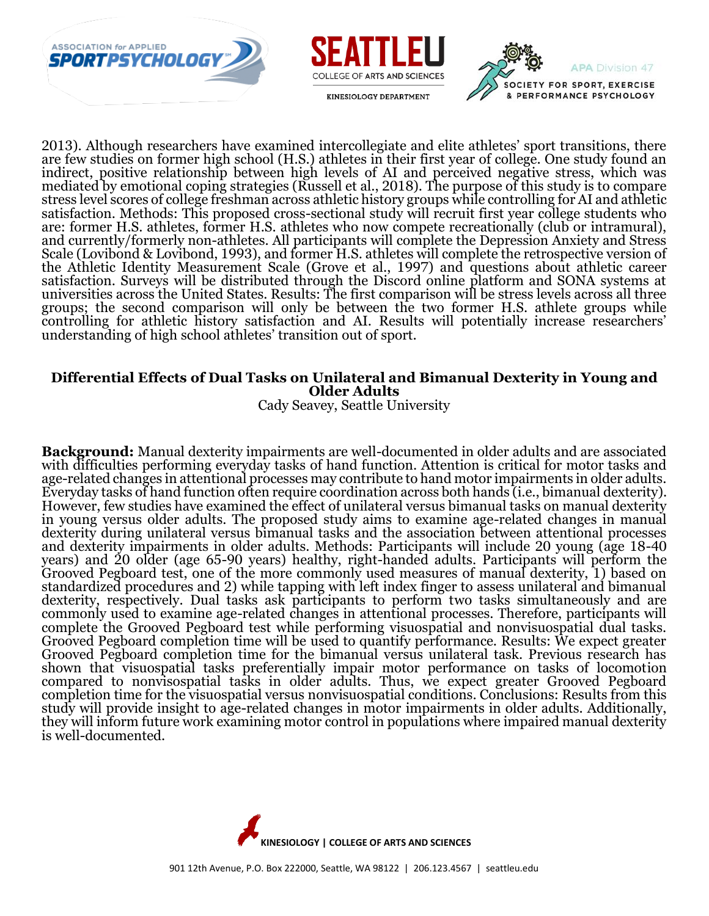2013). Although researchers have examined intercollegiate and elite athletes' sport transitions, there are few studies on former high school (H.S.) athletes in their first year of college. One study found an indirect, positive relationship between high levels of AI and perceived negative stress, which was mediated by emotional coping strategies (Russell et al., 2018). The purpose of this study is to compare stress level scores of college freshman across athletic history groups while controlling for AI and athletic satisfaction. Methods: This proposed cross-sectional study will recruit first year college students who are: former H.S. athletes, former H.S. athletes who now compete recreationally (club or intramural), and currently/formerly non-athletes. All participants will complete the Depression Anxiety and Stress Scale (Lovibond & Lovibond, 1993), and former H.S. athletes will complete the retrospective version of the Athletic Identity Measurement Scale (Grove et al., 1997) and questions about athletic career satisfaction. Surveys will be distributed through the Discord online platform and SONA systems at universities across the United States. Results: The first comparison will be stress levels across all three groups; the second comparison will only be between the two former H.S. athlete groups while controlling for athletic history satisfaction and AI. Results will potentially increase researchers' understanding of high school athletes' transition out of sport.

### Differential Effects of Dual Tasks on Unilateral and Bimanual Dexterity in Young and Older Adults

Cady Seavey, Seattle University

**Background:** Manual dexterity impairments are well-documented in older adults and are associated with difficulties performing everyday tasks of hand function. Attention is critical for motor tasks and age-related changes in attentional processes may contribute to hand motor impairments in older adults. Everyday tasks of hand function often require coordination across both hands (i.e., bimanual dexterity). However, few studies have examined the effect of unilateral versus bimanual tasks on manual dexterity in young versus older adults. The proposed study aims to examine age-related changes in manual dexterity during unilateral versus bimanual tasks and the association between attentional processes and dexterity impairments in older adults. Methods: Participants will include 20 young (age 18-40 years) and 20 older (age 65-90 years) healthy, right-handed adults. Participants will perform the Grooved Pegboard test, one of the more commonly used measures of manual dexterity, 1) based on standardized procedures and 2) while tapping with left index finger to assess unilateral and bimanual dexterity, respectively. Dual tasks ask participants to perform two tasks simultaneously and are commonly used to examine age-related changes in attentional processes. Therefore, participants will complete the Grooved Pegboard test while performing visuospatial and nonvisuospatial dual tasks. Grooved Pegboard completion time will be used to quantify performance. Results: We expect greater Grooved Pegboard completion time for the bimanual versus unilateral task. Previous research has shown that visuospatial tasks preferentially impair motor performance on tasks of locomotion compared to nonvisospatial tasks in older adults. Thus, we expect greater Grooved Pegboard completion time for the visuospatial versus nonvisuospatial conditions. Conclusions: Results from this study will provide insight to age-related changes in motor impairments in older adults. Additionally, they will inform future work examining motor control in populations where impaired manual dexterity is well-documented.